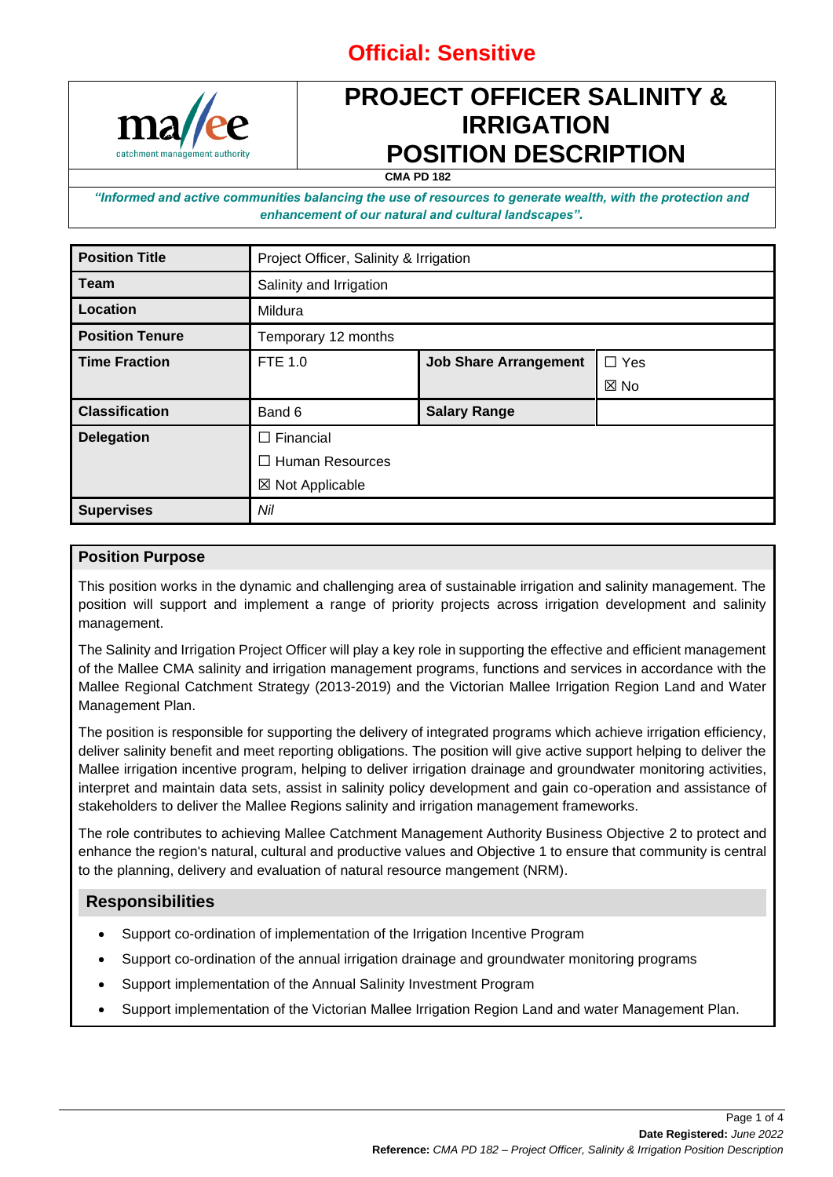**Official: Sensitive**

# PROJECT OFFICER SALINITY & IRRIGATION POSITION DESCRIPTION

**CMA PD 182**

***"Informed and active communities balancing the use of resources to generate wealth, with the protection and enhancement of our natural and cultural landscapes".***

| **Position Title** | Project Officer, Salinity & Irrigation | | |
|---|---|---|---|
| **Team** | Salinity and Irrigation | | |
| **Location** | Mildura | | |
| **Position Tenure** | Temporary 12 months | | |
| **Time Fraction** | FTE 1.0 | **Job Share Arrangement** | ☐ Yes<br>☒ No |
| **Classification** | Band 6 | **Salary Range** | |
| **Delegation** | ☐ Financial<br>☐ Human Resources<br>☒ Not Applicable | | |
| **Supervises** | *Nil* | | |

## Position Purpose

This position works in the dynamic and challenging area of sustainable irrigation and salinity management. The position will support and implement a range of priority projects across irrigation development and salinity management.

The Salinity and Irrigation Project Officer will play a key role in supporting the effective and efficient management of the Mallee CMA salinity and irrigation management programs, functions and services in accordance with the Mallee Regional Catchment Strategy (2013-2019) and the Victorian Mallee Irrigation Region Land and Water Management Plan.

The position is responsible for supporting the delivery of integrated programs which achieve irrigation efficiency, deliver salinity benefit and meet reporting obligations. The position will give active support helping to deliver the Mallee irrigation incentive program, helping to deliver irrigation drainage and groundwater monitoring activities, interpret and maintain data sets, assist in salinity policy development and gain co-operation and assistance of stakeholders to deliver the Mallee Regions salinity and irrigation management frameworks.

The role contributes to achieving Mallee Catchment Management Authority Business Objective 2 to protect and enhance the region's natural, cultural and productive values and Objective 1 to ensure that community is central to the planning, delivery and evaluation of natural resource mangement (NRM).

## Responsibilities

- Support co-ordination of implementation of the Irrigation Incentive Program
- Support co-ordination of the annual irrigation drainage and groundwater monitoring programs
- Support implementation of the Annual Salinity Investment Program
- Support implementation of the Victorian Mallee Irrigation Region Land and water Management Plan.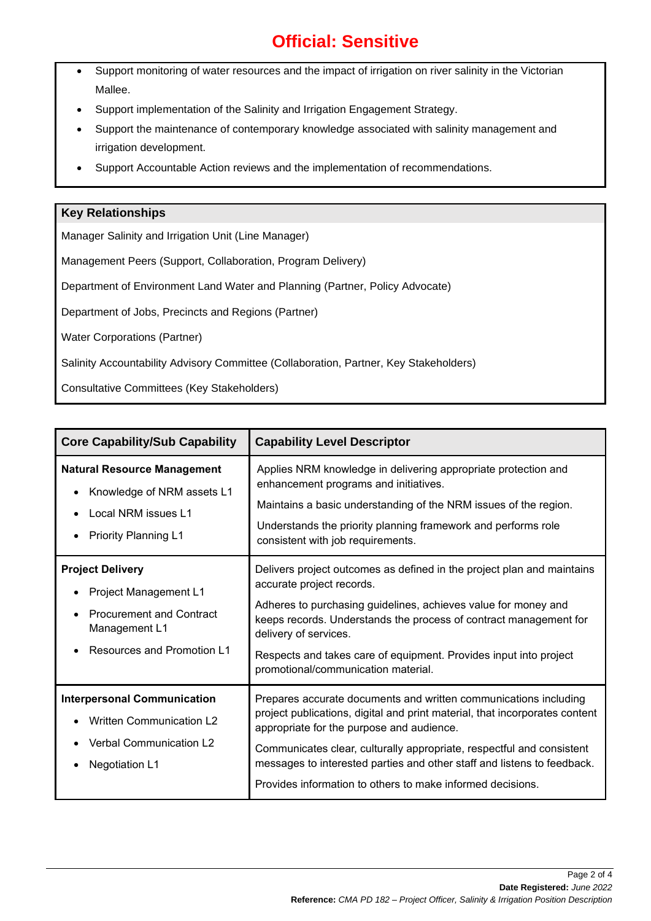- Support monitoring of water resources and the impact of irrigation on river salinity in the Victorian Mallee.
- Support implementation of the Salinity and Irrigation Engagement Strategy.
- Support the maintenance of contemporary knowledge associated with salinity management and irrigation development.
- Support Accountable Action reviews and the implementation of recommendations.

## Key Relationships

Manager Salinity and Irrigation Unit (Line Manager)

Management Peers (Support, Collaboration, Program Delivery)

Department of Environment Land Water and Planning (Partner, Policy Advocate)

Department of Jobs, Precincts and Regions (Partner)

Water Corporations (Partner)

Salinity Accountability Advisory Committee (Collaboration, Partner, Key Stakeholders)

Consultative Committees (Key Stakeholders)

| Core Capability/Sub Capability | Capability Level Descriptor |
|---|---|
| **Natural Resource Management**<br>• Knowledge of NRM assets L1<br>• Local NRM issues L1<br>• Priority Planning L1 | Applies NRM knowledge in delivering appropriate protection and enhancement programs and initiatives.<br>Maintains a basic understanding of the NRM issues of the region.<br>Understands the priority planning framework and performs role consistent with job requirements. |
| **Project Delivery**<br>• Project Management L1<br>• Procurement and Contract Management L1<br>• Resources and Promotion L1 | Delivers project outcomes as defined in the project plan and maintains accurate project records.<br>Adheres to purchasing guidelines, achieves value for money and keeps records. Understands the process of contract management for delivery of services.<br>Respects and takes care of equipment. Provides input into project promotional/communication material. |
| **Interpersonal Communication**<br>• Written Communication L2<br>• Verbal Communication L2<br>• Negotiation L1 | Prepares accurate documents and written communications including project publications, digital and print material, that incorporates content appropriate for the purpose and audience.<br>Communicates clear, culturally appropriate, respectful and consistent messages to interested parties and other staff and listens to feedback.<br>Provides information to others to make informed decisions. |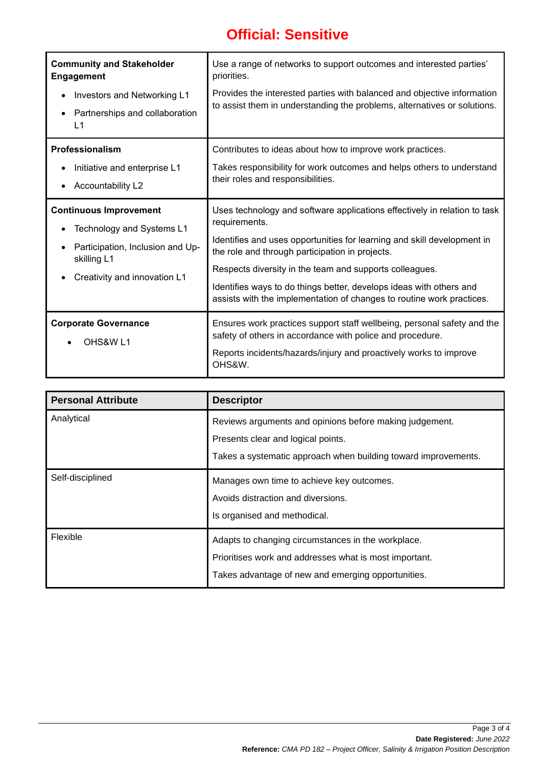**Official: Sensitive**

| | |
|---|---|
| **Community and Stakeholder Engagement**<br>• Investors and Networking L1<br>• Partnerships and collaboration L1 | Use a range of networks to support outcomes and interested parties' priorities.<br>Provides the interested parties with balanced and objective information to assist them in understanding the problems, alternatives or solutions. |
| **Professionalism**<br>• Initiative and enterprise L1<br>• Accountability L2 | Contributes to ideas about how to improve work practices.<br>Takes responsibility for work outcomes and helps others to understand their roles and responsibilities. |
| **Continuous Improvement**<br>• Technology and Systems L1<br>• Participation, Inclusion and Up-skilling L1<br>• Creativity and innovation L1 | Uses technology and software applications effectively in relation to task requirements.<br>Identifies and uses opportunities for learning and skill development in the role and through participation in projects.<br>Respects diversity in the team and supports colleagues.<br>Identifies ways to do things better, develops ideas with others and assists with the implementation of changes to routine work practices. |
| **Corporate Governance**<br>• OHS&W L1 | Ensures work practices support staff wellbeing, personal safety and the safety of others in accordance with police and procedure.<br>Reports incidents/hazards/injury and proactively works to improve OHS&W. |

| Personal Attribute | Descriptor |
|---|---|
| Analytical | Reviews arguments and opinions before making judgement.<br>Presents clear and logical points.<br>Takes a systematic approach when building toward improvements. |
| Self-disciplined | Manages own time to achieve key outcomes.<br>Avoids distraction and diversions.<br>Is organised and methodical. |
| Flexible | Adapts to changing circumstances in the workplace.<br>Prioritises work and addresses what is most important.<br>Takes advantage of new and emerging opportunities. |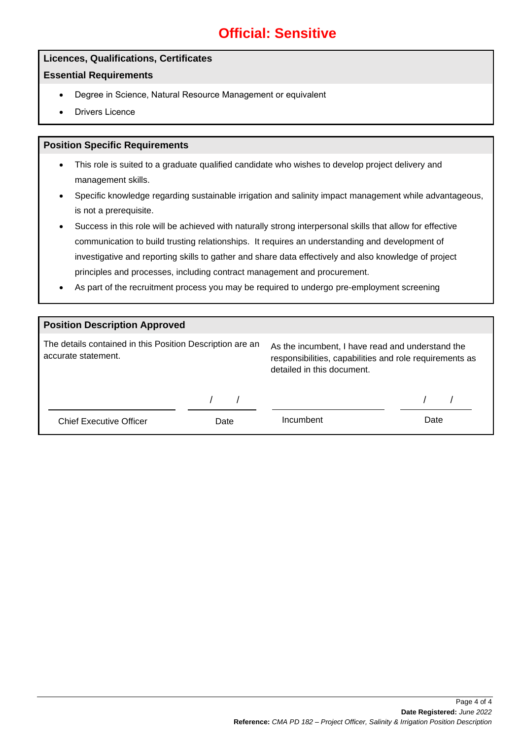**Official: Sensitive**

## Licences, Qualifications, Certificates

### Essential Requirements

- Degree in Science, Natural Resource Management or equivalent
- Drivers Licence

## Position Specific Requirements

- This role is suited to a graduate qualified candidate who wishes to develop project delivery and management skills.
- Specific knowledge regarding sustainable irrigation and salinity impact management while advantageous, is not a prerequisite.
- Success in this role will be achieved with naturally strong interpersonal skills that allow for effective communication to build trusting relationships. It requires an understanding and development of investigative and reporting skills to gather and share data effectively and also knowledge of project principles and processes, including contract management and procurement.
- As part of the recruitment process you may be required to undergo pre-employment screening

## Position Description Approved

| | | | |
|---|---|---|---|
| The details contained in this Position Description are an accurate statement. | | As the incumbent, I have read and understand the responsibilities, capabilities and role requirements as detailed in this document. | |
| ____________________ | / / | ____________________ | / / |
| Chief Executive Officer | Date | Incumbent | Date |

**Date Registered:** *June 2022*

**Reference:** *CMA PD 182 – Project Officer, Salinity & Irrigation Position Description*